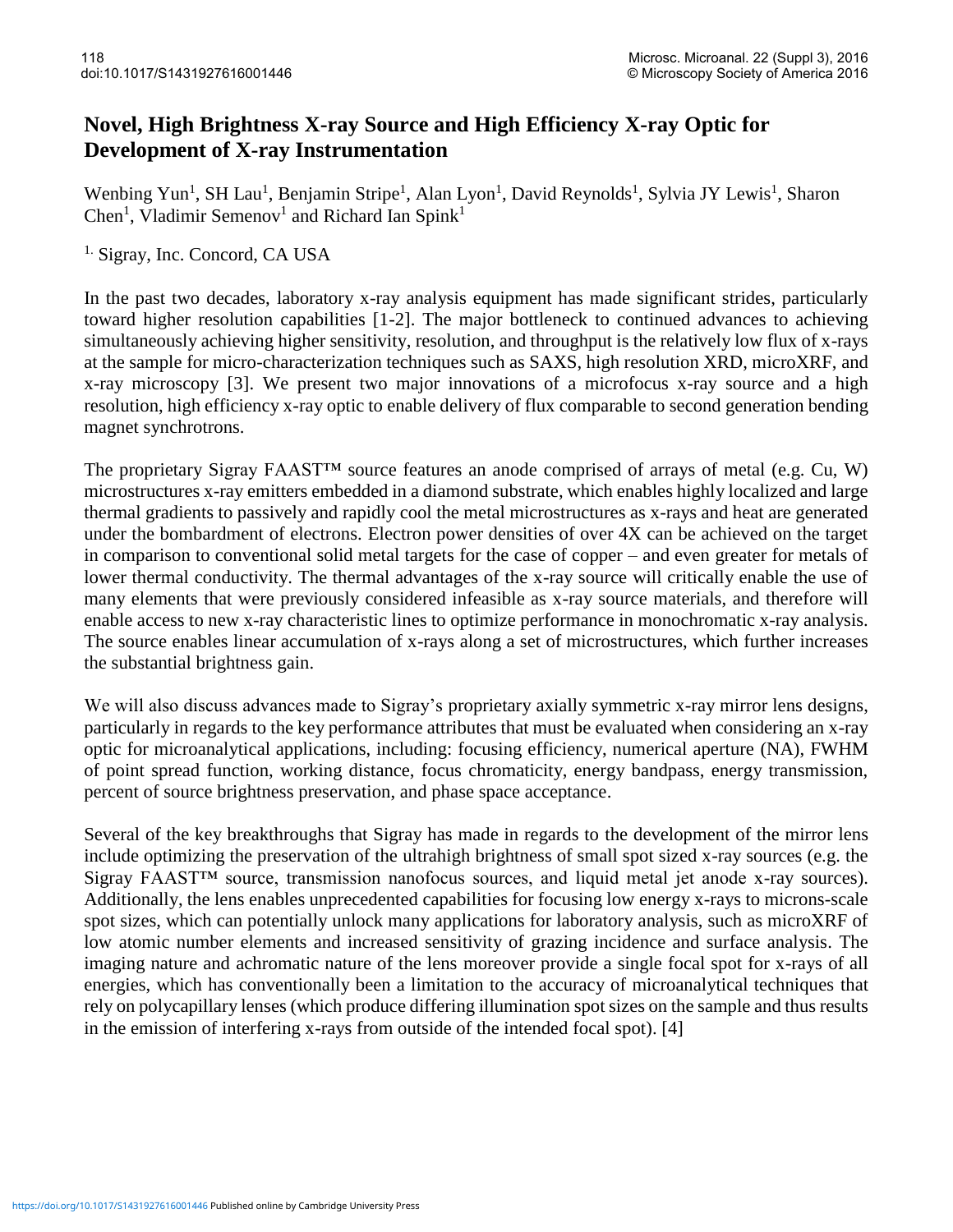# Novel, High Brightness X-ray Source and High Efficiency X-ray Optic for Development of X-ray Instrumentation

Wenbing Yun[1], SH Lau[1], Benjamin Stripe[1], Alan Lyon[1], David Reynolds[1], Sylvia JY Lewis[1], Sharon Chen[1], Vladimir Semenov[1] and Richard Ian Spink[1]

[1.] Sigray, Inc. Concord, CA USA

In the past two decades, laboratory x-ray analysis equipment has made significant strides, particularly toward higher resolution capabilities [1-2]. The major bottleneck to continued advances to achieving simultaneously achieving higher sensitivity, resolution, and throughput is the relatively low flux of x-rays at the sample for micro-characterization techniques such as SAXS, high resolution XRD, microXRF, and x-ray microscopy [3]. We present two major innovations of a microfocus x-ray source and a high resolution, high efficiency x-ray optic to enable delivery of flux comparable to second generation bending magnet synchrotrons.

The proprietary Sigray FAAST™ source features an anode comprised of arrays of metal (e.g. Cu, W) microstructures x-ray emitters embedded in a diamond substrate, which enables highly localized and large thermal gradients to passively and rapidly cool the metal microstructures as x-rays and heat are generated under the bombardment of electrons. Electron power densities of over 4X can be achieved on the target in comparison to conventional solid metal targets for the case of copper – and even greater for metals of lower thermal conductivity. The thermal advantages of the x-ray source will critically enable the use of many elements that were previously considered infeasible as x-ray source materials, and therefore will enable access to new x-ray characteristic lines to optimize performance in monochromatic x-ray analysis. The source enables linear accumulation of x-rays along a set of microstructures, which further increases the substantial brightness gain.

We will also discuss advances made to Sigray's proprietary axially symmetric x-ray mirror lens designs, particularly in regards to the key performance attributes that must be evaluated when considering an x-ray optic for microanalytical applications, including: focusing efficiency, numerical aperture (NA), FWHM of point spread function, working distance, focus chromaticity, energy bandpass, energy transmission, percent of source brightness preservation, and phase space acceptance.

Several of the key breakthroughs that Sigray has made in regards to the development of the mirror lens include optimizing the preservation of the ultrahigh brightness of small spot sized x-ray sources (e.g. the Sigray FAAST™ source, transmission nanofocus sources, and liquid metal jet anode x-ray sources). Additionally, the lens enables unprecedented capabilities for focusing low energy x-rays to microns-scale spot sizes, which can potentially unlock many applications for laboratory analysis, such as microXRF of low atomic number elements and increased sensitivity of grazing incidence and surface analysis. The imaging nature and achromatic nature of the lens moreover provide a single focal spot for x-rays of all energies, which has conventionally been a limitation to the accuracy of microanalytical techniques that rely on polycapillary lenses (which produce differing illumination spot sizes on the sample and thus results in the emission of interfering x-rays from outside of the intended focal spot). [4]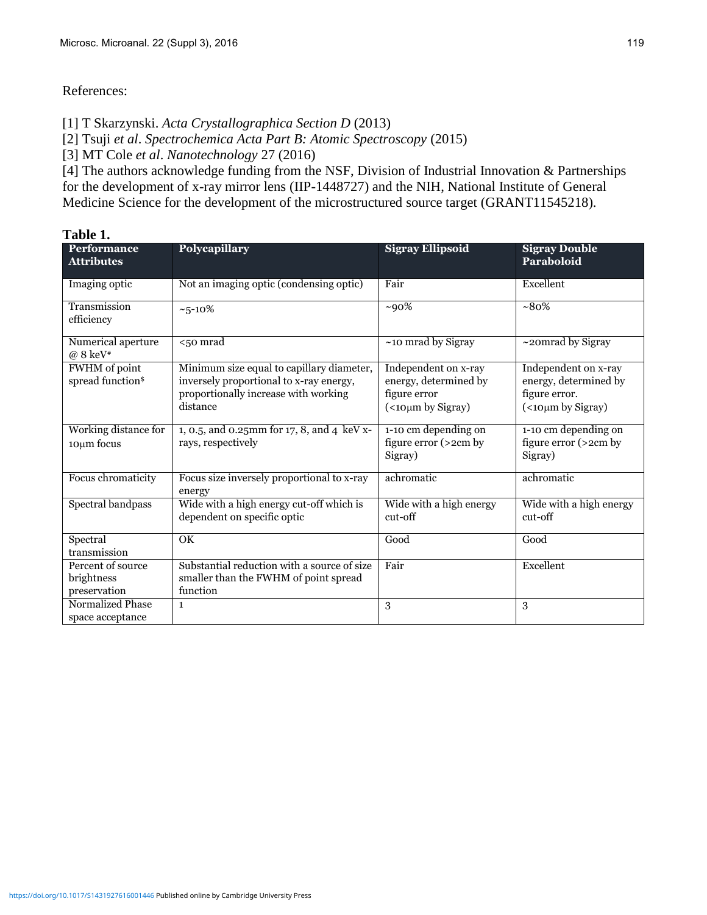References:

[1] T Skarzynski. *Acta Crystallographica Section D* (2013)
[2] Tsuji *et al*. *Spectrochemica Acta Part B: Atomic Spectroscopy* (2015)
[3] MT Cole *et al*. *Nanotechnology* 27 (2016)
[4] The authors acknowledge funding from the NSF, Division of Industrial Innovation & Partnerships for the development of x-ray mirror lens (IIP-1448727) and the NIH, National Institute of General Medicine Science for the development of the microstructured source target (GRANT11545218).

**Table 1.**

| Performance Attributes | Polycapillary | Sigray Ellipsoid | Sigray Double Paraboloid |
|---|---|---|---|
| Imaging optic | Not an imaging optic (condensing optic) | Fair | Excellent |
| Transmission efficiency | ~5-10% | ~90% | ~80% |
| Numerical aperture @ 8 keV[#] | <50 mrad | ~10 mrad by Sigray | ~20mrad by Sigray |
| FWHM of point spread function[$] | Minimum size equal to capillary diameter, inversely proportional to x-ray energy, proportionally increase with working distance | Independent on x-ray energy, determined by figure error (<10μm by Sigray) | Independent on x-ray energy, determined by figure error. (<10μm by Sigray) |
| Working distance for 10μm focus | 1, 0.5, and 0.25mm for 17, 8, and 4 keV x-rays, respectively | 1-10 cm depending on figure error (>2cm by Sigray) | 1-10 cm depending on figure error (>2cm by Sigray) |
| Focus chromaticity | Focus size inversely proportional to x-ray energy | achromatic | achromatic |
| Spectral bandpass | Wide with a high energy cut-off which is dependent on specific optic | Wide with a high energy cut-off | Wide with a high energy cut-off |
| Spectral transmission | OK | Good | Good |
| Percent of source brightness preservation | Substantial reduction with a source of size smaller than the FWHM of point spread function | Fair | Excellent |
| Normalized Phase space acceptance | 1 | 3 | 3 |